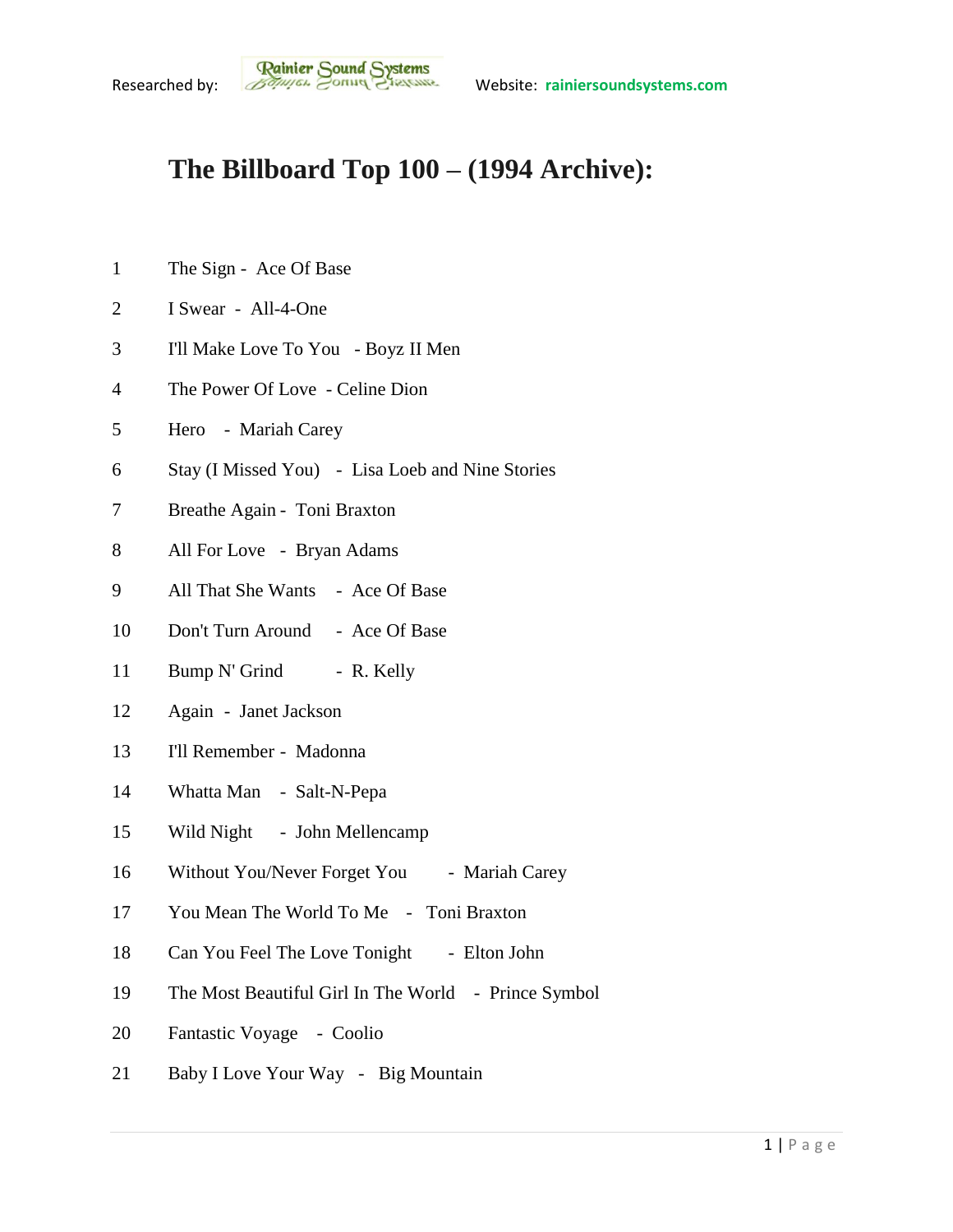Researched by: Rainier Sound Systems Website: rainiersoundsystems.com

# The Billboard Top 100 – (1994 Archive):

1 The Sign - Ace Of Base

2 I Swear - All-4-One

3 I'll Make Love To You - Boyz II Men

4 The Power Of Love - Celine Dion

5 Hero - Mariah Carey

6 Stay (I Missed You) - Lisa Loeb and Nine Stories

7 Breathe Again - Toni Braxton

8 All For Love - Bryan Adams

9 All That She Wants - Ace Of Base

10 Don't Turn Around - Ace Of Base

11 Bump N' Grind - R. Kelly

12 Again - Janet Jackson

13 I'll Remember - Madonna

14 Whatta Man - Salt-N-Pepa

15 Wild Night - John Mellencamp

16 Without You/Never Forget You - Mariah Carey

17 You Mean The World To Me - Toni Braxton

18 Can You Feel The Love Tonight - Elton John

19 The Most Beautiful Girl In The World - Prince Symbol

20 Fantastic Voyage - Coolio

21 Baby I Love Your Way - Big Mountain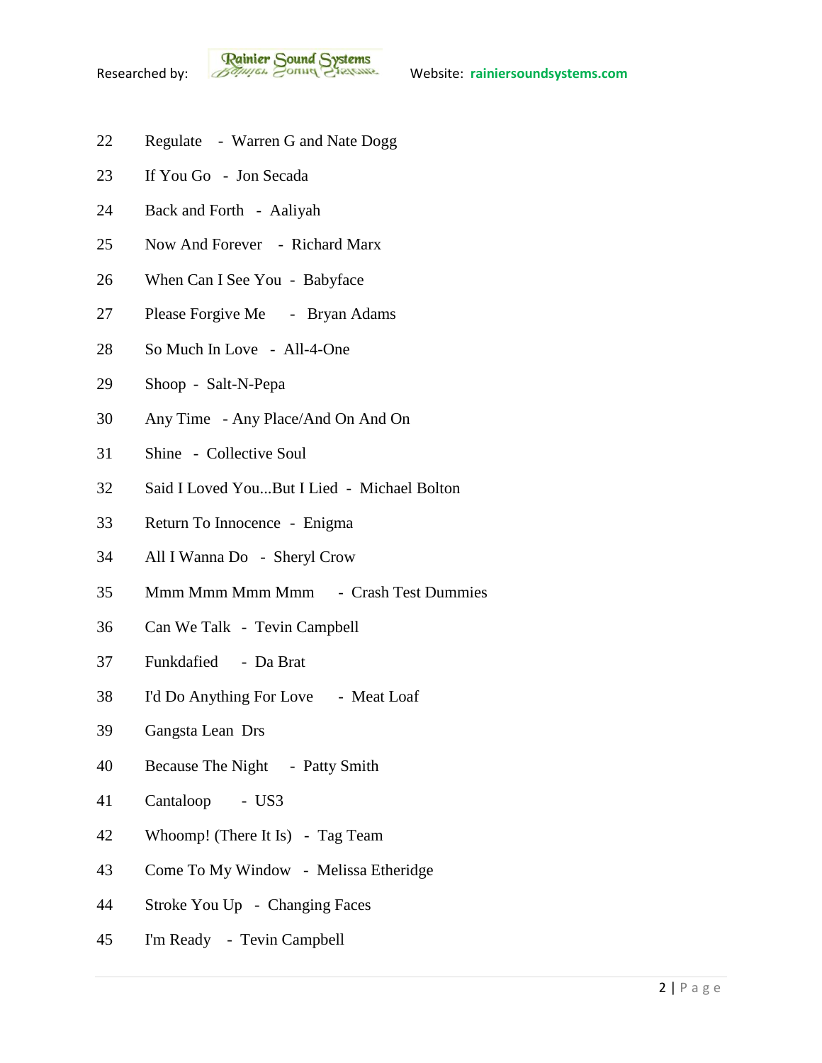22 Regulate - Warren G and Nate Dogg

23 If You Go - Jon Secada

24 Back and Forth - Aaliyah

25 Now And Forever - Richard Marx

26 When Can I See You - Babyface

27 Please Forgive Me - Bryan Adams

28 So Much In Love - All-4-One

29 Shoop - Salt-N-Pepa

30 Any Time - Any Place/And On And On

31 Shine - Collective Soul

32 Said I Loved You...But I Lied - Michael Bolton

33 Return To Innocence - Enigma

34 All I Wanna Do - Sheryl Crow

35 Mmm Mmm Mmm Mmm - Crash Test Dummies

36 Can We Talk - Tevin Campbell

37 Funkdafied - Da Brat

38 I'd Do Anything For Love - Meat Loaf

39 Gangsta Lean Drs

40 Because The Night - Patty Smith

41 Cantaloop - US3

42 Whoomp! (There It Is) - Tag Team

43 Come To My Window - Melissa Etheridge

44 Stroke You Up - Changing Faces

45 I'm Ready - Tevin Campbell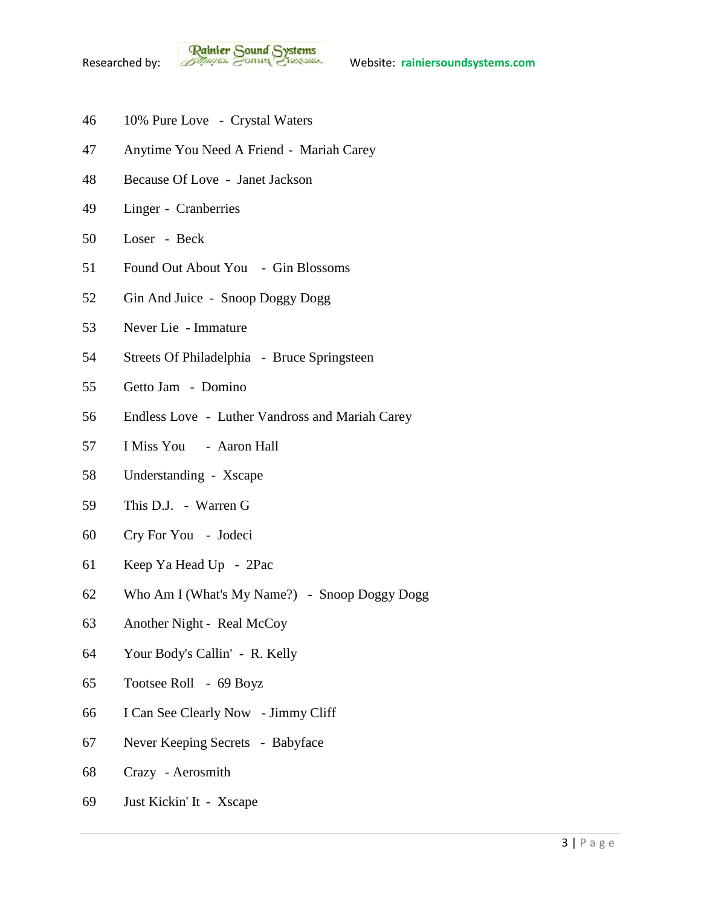46 10% Pure Love - Crystal Waters

47 Anytime You Need A Friend - Mariah Carey

48 Because Of Love - Janet Jackson

49 Linger - Cranberries

50 Loser - Beck

51 Found Out About You - Gin Blossoms

52 Gin And Juice - Snoop Doggy Dogg

53 Never Lie - Immature

54 Streets Of Philadelphia - Bruce Springsteen

55 Getto Jam - Domino

56 Endless Love - Luther Vandross and Mariah Carey

57 I Miss You - Aaron Hall

58 Understanding - Xscape

59 This D.J. - Warren G

60 Cry For You - Jodeci

61 Keep Ya Head Up - 2Pac

62 Who Am I (What's My Name?) - Snoop Doggy Dogg

63 Another Night - Real McCoy

64 Your Body's Callin' - R. Kelly

65 Tootsee Roll - 69 Boyz

66 I Can See Clearly Now - Jimmy Cliff

67 Never Keeping Secrets - Babyface

68 Crazy - Aerosmith

69 Just Kickin' It - Xscape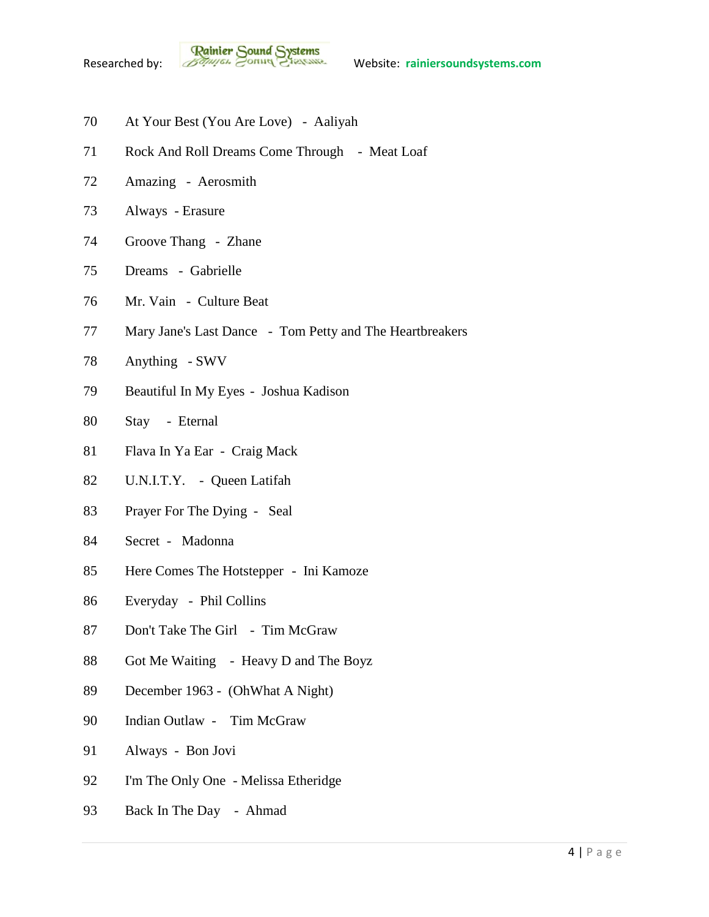70 At Your Best (You Are Love) - Aaliyah

71 Rock And Roll Dreams Come Through - Meat Loaf

72 Amazing - Aerosmith

73 Always - Erasure

74 Groove Thang - Zhane

75 Dreams - Gabrielle

76 Mr. Vain - Culture Beat

77 Mary Jane's Last Dance - Tom Petty and The Heartbreakers

78 Anything - SWV

79 Beautiful In My Eyes - Joshua Kadison

80 Stay - Eternal

81 Flava In Ya Ear - Craig Mack

82 U.N.I.T.Y. - Queen Latifah

83 Prayer For The Dying - Seal

84 Secret - Madonna

85 Here Comes The Hotstepper - Ini Kamoze

86 Everyday - Phil Collins

87 Don't Take The Girl - Tim McGraw

88 Got Me Waiting - Heavy D and The Boyz

89 December 1963 - (OhWhat A Night)

90 Indian Outlaw - Tim McGraw

91 Always - Bon Jovi

92 I'm The Only One - Melissa Etheridge

93 Back In The Day - Ahmad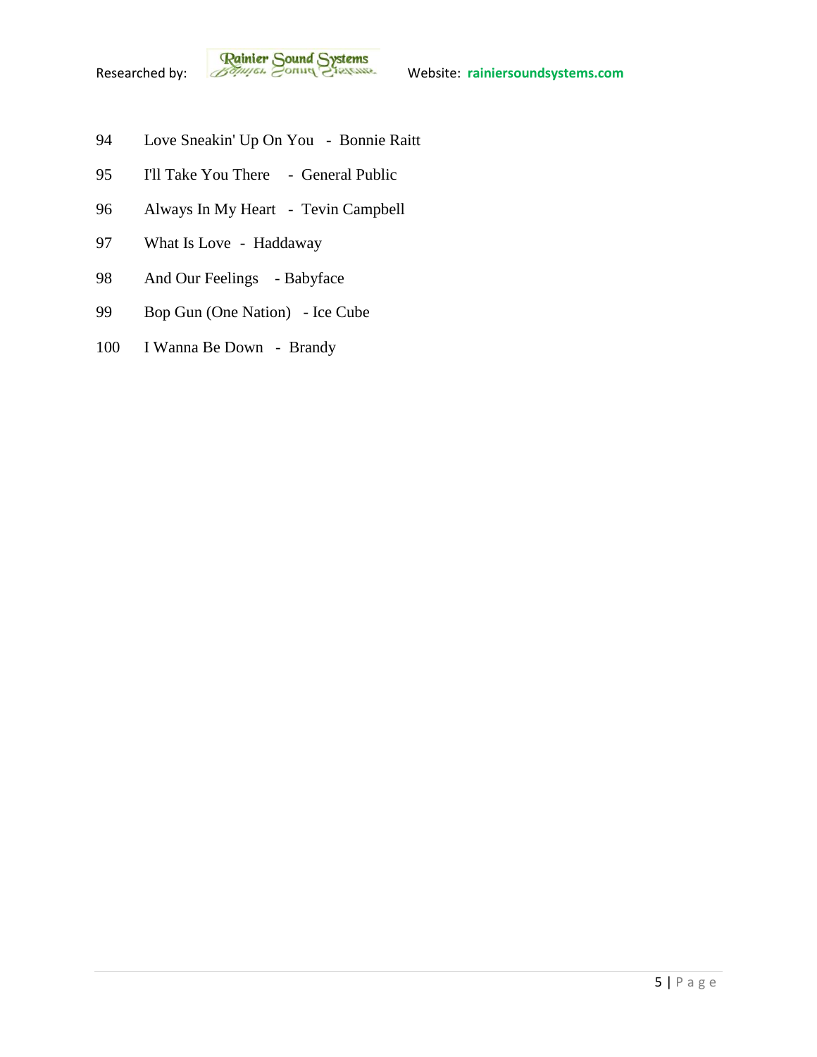94 Love Sneakin' Up On You - Bonnie Raitt

95 I'll Take You There - General Public

96 Always In My Heart - Tevin Campbell

97 What Is Love - Haddaway

98 And Our Feelings - Babyface

99 Bop Gun (One Nation) - Ice Cube

100 I Wanna Be Down - Brandy